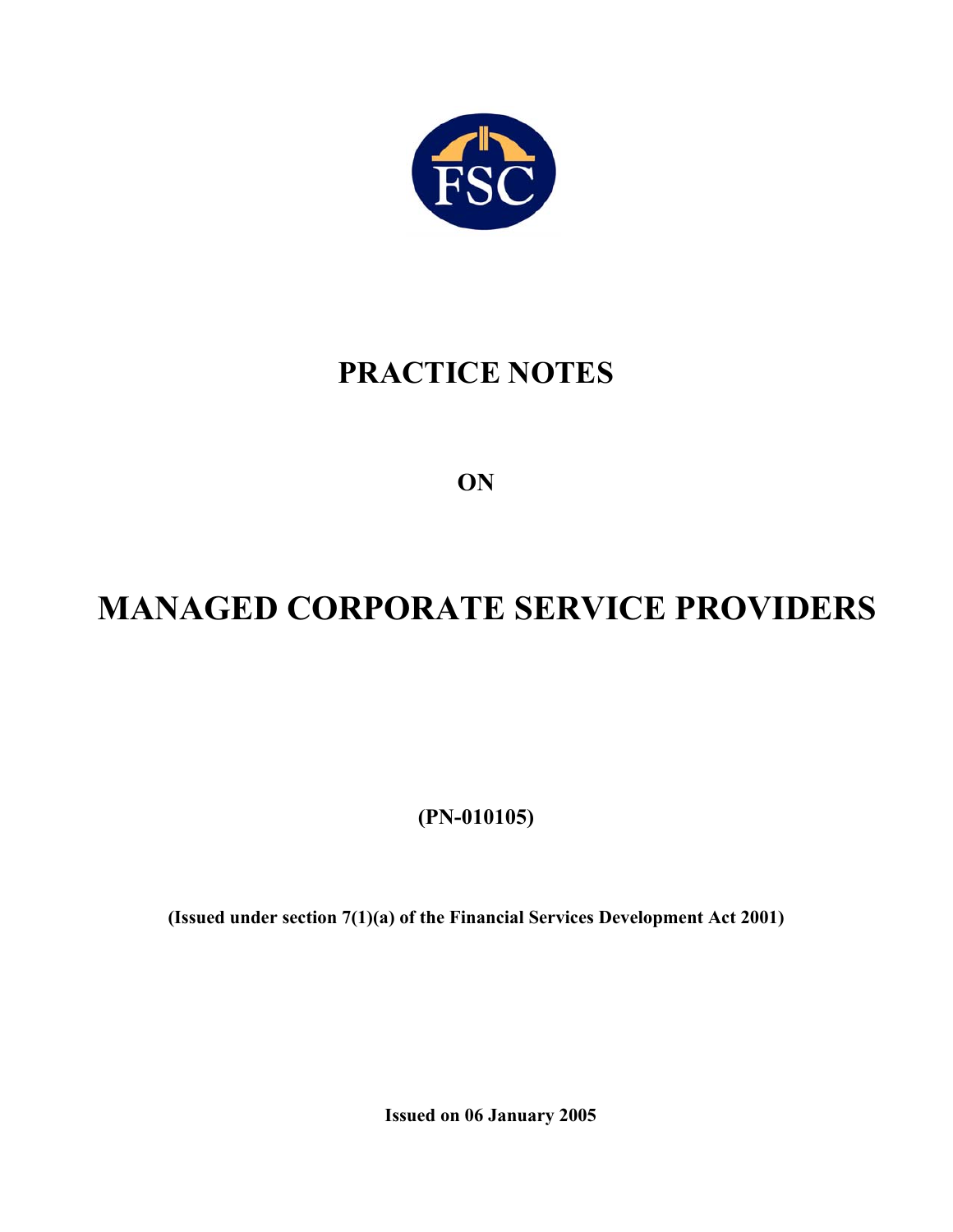FSC

# PRACTICE NOTES

**ON**

# MANAGED CORPORATE SERVICE PROVIDERS

**(PN-010105)**

**(Issued under section 7(1)(a) of the Financial Services Development Act 2001)**

**Issued on 06 January 2005**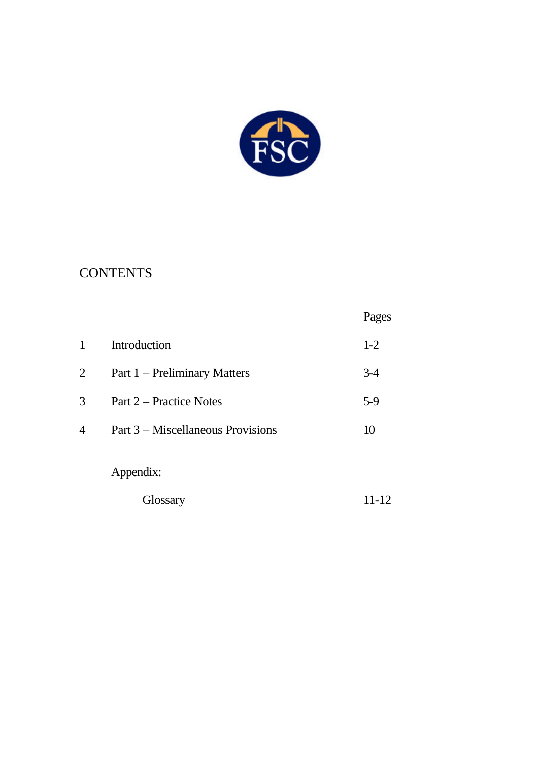# CONTENTS

| | | Pages |
|---|---|---|
| 1 | Introduction | 1-2 |
| 2 | Part 1 – Preliminary Matters | 3-4 |
| 3 | Part 2 – Practice Notes | 5-9 |
| 4 | Part 3 – Miscellaneous Provisions | 10 |
| | Appendix: | |
| | Glossary | 11-12 |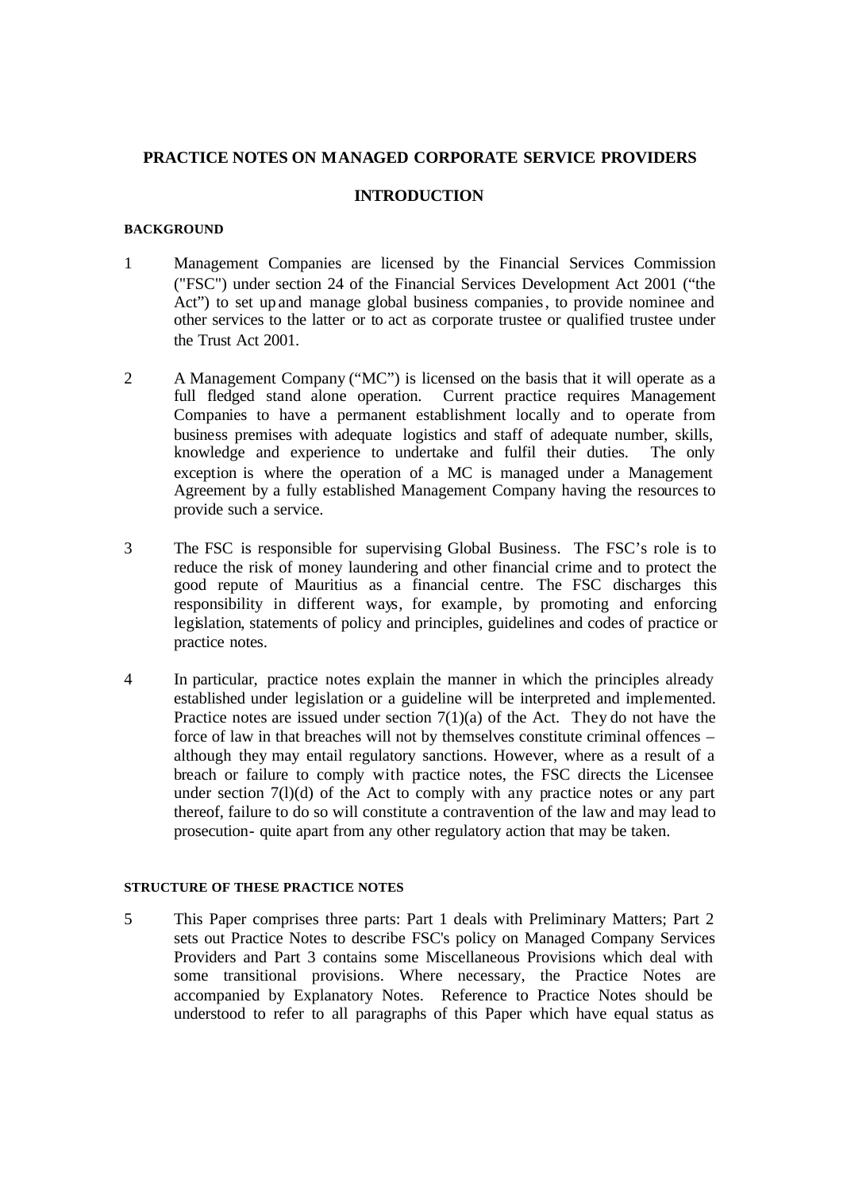**PRACTICE NOTES ON MANAGED CORPORATE SERVICE PROVIDERS**

**INTRODUCTION**

**BACKGROUND**

1 Management Companies are licensed by the Financial Services Commission ("FSC") under section 24 of the Financial Services Development Act 2001 ("the Act") to set up and manage global business companies, to provide nominee and other services to the latter or to act as corporate trustee or qualified trustee under the Trust Act 2001.

2 A Management Company ("MC") is licensed on the basis that it will operate as a full fledged stand alone operation. Current practice requires Management Companies to have a permanent establishment locally and to operate from business premises with adequate logistics and staff of adequate number, skills, knowledge and experience to undertake and fulfil their duties. The only exception is where the operation of a MC is managed under a Management Agreement by a fully established Management Company having the resources to provide such a service.

3 The FSC is responsible for supervising Global Business. The FSC's role is to reduce the risk of money laundering and other financial crime and to protect the good repute of Mauritius as a financial centre. The FSC discharges this responsibility in different ways, for example, by promoting and enforcing legislation, statements of policy and principles, guidelines and codes of practice or practice notes.

4 In particular, practice notes explain the manner in which the principles already established under legislation or a guideline will be interpreted and implemented. Practice notes are issued under section 7(1)(a) of the Act. They do not have the force of law in that breaches will not by themselves constitute criminal offences – although they may entail regulatory sanctions. However, where as a result of a breach or failure to comply with practice notes, the FSC directs the Licensee under section 7(l)(d) of the Act to comply with any practice notes or any part thereof, failure to do so will constitute a contravention of the law and may lead to prosecution- quite apart from any other regulatory action that may be taken.

**STRUCTURE OF THESE PRACTICE NOTES**

5 This Paper comprises three parts: Part 1 deals with Preliminary Matters; Part 2 sets out Practice Notes to describe FSC's policy on Managed Company Services Providers and Part 3 contains some Miscellaneous Provisions which deal with some transitional provisions. Where necessary, the Practice Notes are accompanied by Explanatory Notes. Reference to Practice Notes should be understood to refer to all paragraphs of this Paper which have equal status as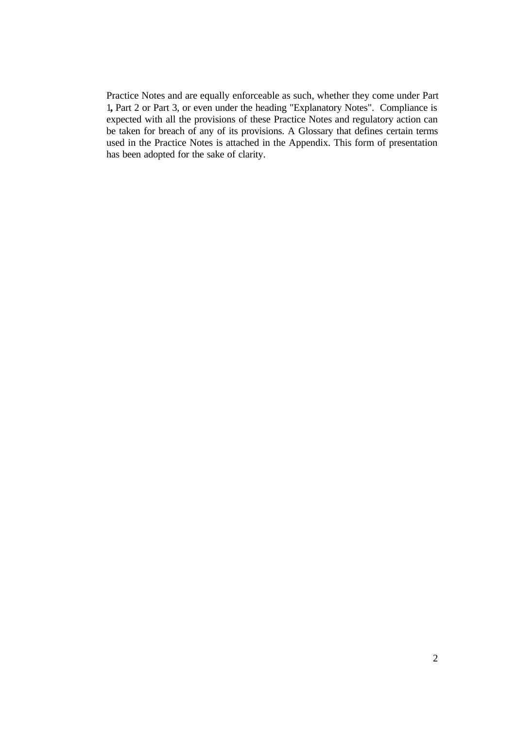Practice Notes and are equally enforceable as such, whether they come under Part 1, Part 2 or Part 3, or even under the heading "Explanatory Notes". Compliance is expected with all the provisions of these Practice Notes and regulatory action can be taken for breach of any of its provisions. A Glossary that defines certain terms used in the Practice Notes is attached in the Appendix. This form of presentation has been adopted for the sake of clarity.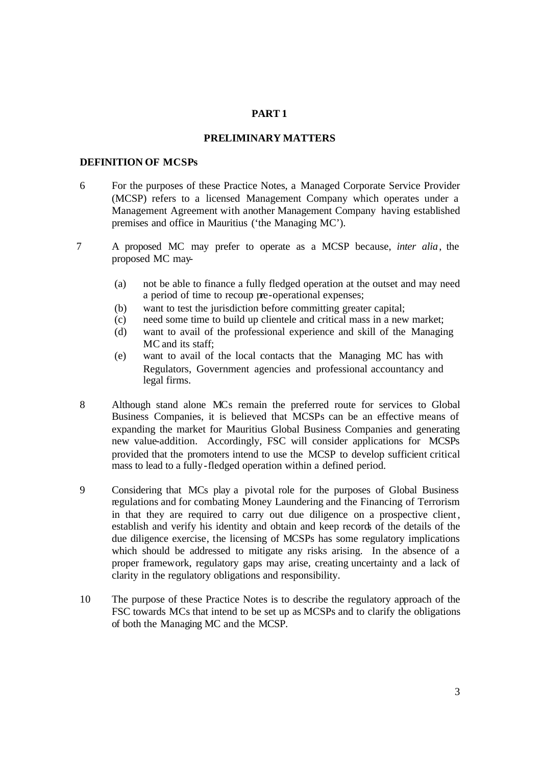# PART 1

## PRELIMINARY MATTERS

### DEFINITION OF MCSPs

6 For the purposes of these Practice Notes, a Managed Corporate Service Provider (MCSP) refers to a licensed Management Company which operates under a Management Agreement with another Management Company having established premises and office in Mauritius ('the Managing MC').

7 A proposed MC may prefer to operate as a MCSP because, *inter alia*, the proposed MC may-

(a) not be able to finance a fully fledged operation at the outset and may need a period of time to recoup pre-operational expenses;
(b) want to test the jurisdiction before committing greater capital;
(c) need some time to build up clientele and critical mass in a new market;
(d) want to avail of the professional experience and skill of the Managing MC and its staff;
(e) want to avail of the local contacts that the Managing MC has with Regulators, Government agencies and professional accountancy and legal firms.

8 Although stand alone MCs remain the preferred route for services to Global Business Companies, it is believed that MCSPs can be an effective means of expanding the market for Mauritius Global Business Companies and generating new value-addition. Accordingly, FSC will consider applications for MCSPs provided that the promoters intend to use the MCSP to develop sufficient critical mass to lead to a fully-fledged operation within a defined period.

9 Considering that MCs play a pivotal role for the purposes of Global Business regulations and for combating Money Laundering and the Financing of Terrorism in that they are required to carry out due diligence on a prospective client, establish and verify his identity and obtain and keep records of the details of the due diligence exercise, the licensing of MCSPs has some regulatory implications which should be addressed to mitigate any risks arising. In the absence of a proper framework, regulatory gaps may arise, creating uncertainty and a lack of clarity in the regulatory obligations and responsibility.

10 The purpose of these Practice Notes is to describe the regulatory approach of the FSC towards MCs that intend to be set up as MCSPs and to clarify the obligations of both the Managing MC and the MCSP.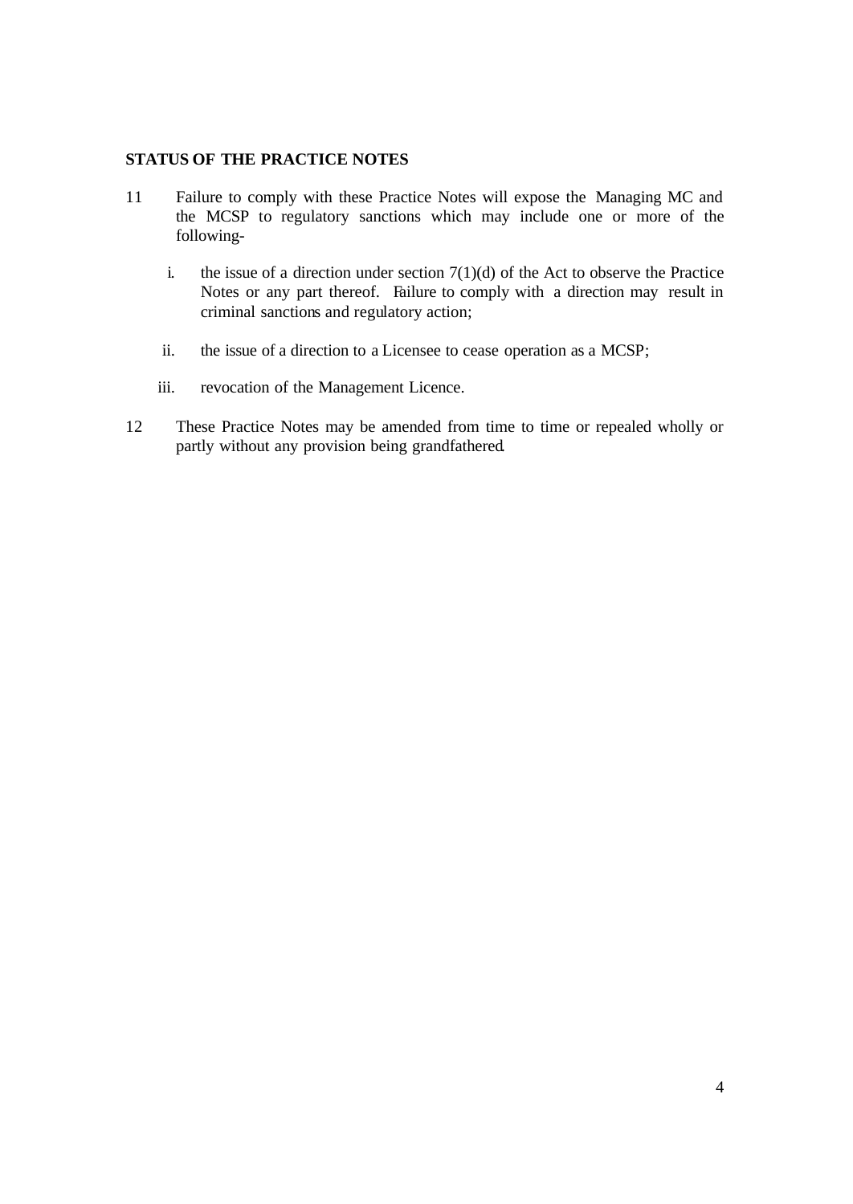**STATUS OF THE PRACTICE NOTES**

11 Failure to comply with these Practice Notes will expose the Managing MC and the MCSP to regulatory sanctions which may include one or more of the following-

   i. the issue of a direction under section 7(1)(d) of the Act to observe the Practice Notes or any part thereof. Failure to comply with a direction may result in criminal sanctions and regulatory action;

   ii. the issue of a direction to a Licensee to cease operation as a MCSP;

   iii. revocation of the Management Licence.

12 These Practice Notes may be amended from time to time or repealed wholly or partly without any provision being grandfathered.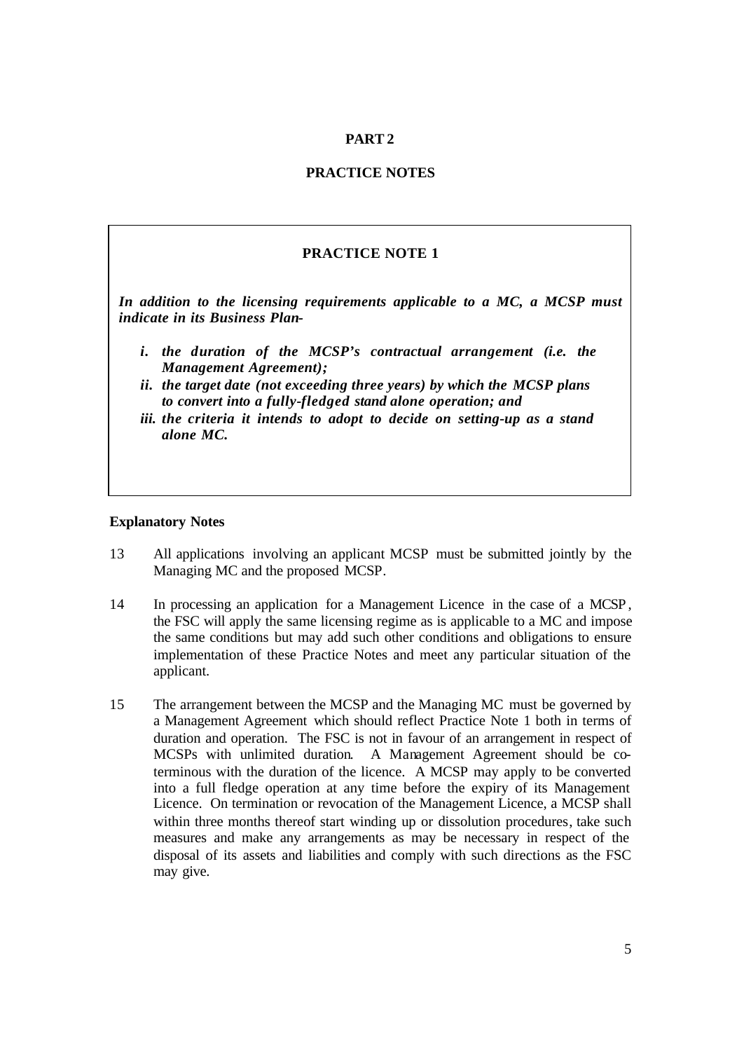# PART 2

## PRACTICE NOTES

### PRACTICE NOTE 1

***In addition to the licensing requirements applicable to a MC, a MCSP must indicate in its Business Plan-***

- ***i. the duration of the MCSP's contractual arrangement (i.e. the Management Agreement);***
- ***ii. the target date (not exceeding three years) by which the MCSP plans to convert into a fully-fledged stand alone operation; and***
- ***iii. the criteria it intends to adopt to decide on setting-up as a stand alone MC.***

**Explanatory Notes**

13 All applications involving an applicant MCSP must be submitted jointly by the Managing MC and the proposed MCSP.

14 In processing an application for a Management Licence in the case of a MCSP, the FSC will apply the same licensing regime as is applicable to a MC and impose the same conditions but may add such other conditions and obligations to ensure implementation of these Practice Notes and meet any particular situation of the applicant.

15 The arrangement between the MCSP and the Managing MC must be governed by a Management Agreement which should reflect Practice Note 1 both in terms of duration and operation. The FSC is not in favour of an arrangement in respect of MCSPs with unlimited duration. A Management Agreement should be co-terminous with the duration of the licence. A MCSP may apply to be converted into a full fledge operation at any time before the expiry of its Management Licence. On termination or revocation of the Management Licence, a MCSP shall within three months thereof start winding up or dissolution procedures, take such measures and make any arrangements as may be necessary in respect of the disposal of its assets and liabilities and comply with such directions as the FSC may give.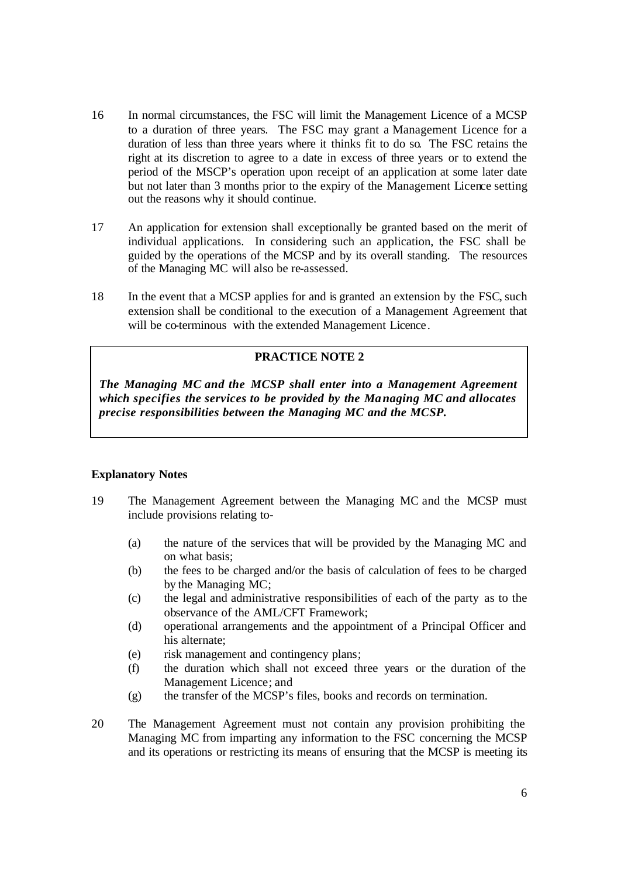16 In normal circumstances, the FSC will limit the Management Licence of a MCSP to a duration of three years. The FSC may grant a Management Licence for a duration of less than three years where it thinks fit to do so. The FSC retains the right at its discretion to agree to a date in excess of three years or to extend the period of the MSCP's operation upon receipt of an application at some later date but not later than 3 months prior to the expiry of the Management Licence setting out the reasons why it should continue.

17 An application for extension shall exceptionally be granted based on the merit of individual applications. In considering such an application, the FSC shall be guided by the operations of the MCSP and by its overall standing. The resources of the Managing MC will also be re-assessed.

18 In the event that a MCSP applies for and is granted an extension by the FSC, such extension shall be conditional to the execution of a Management Agreement that will be co-terminous with the extended Management Licence.

> **PRACTICE NOTE 2**
>
> ***The Managing MC and the MCSP shall enter into a Management Agreement which specifies the services to be provided by the Managing MC and allocates precise responsibilities between the Managing MC and the MCSP.***

**Explanatory Notes**

19 The Management Agreement between the Managing MC and the MCSP must include provisions relating to-

- (a) the nature of the services that will be provided by the Managing MC and on what basis;
- (b) the fees to be charged and/or the basis of calculation of fees to be charged by the Managing MC;
- (c) the legal and administrative responsibilities of each of the party as to the observance of the AML/CFT Framework;
- (d) operational arrangements and the appointment of a Principal Officer and his alternate;
- (e) risk management and contingency plans;
- (f) the duration which shall not exceed three years or the duration of the Management Licence; and
- (g) the transfer of the MCSP's files, books and records on termination.

20 The Management Agreement must not contain any provision prohibiting the Managing MC from imparting any information to the FSC concerning the MCSP and its operations or restricting its means of ensuring that the MCSP is meeting its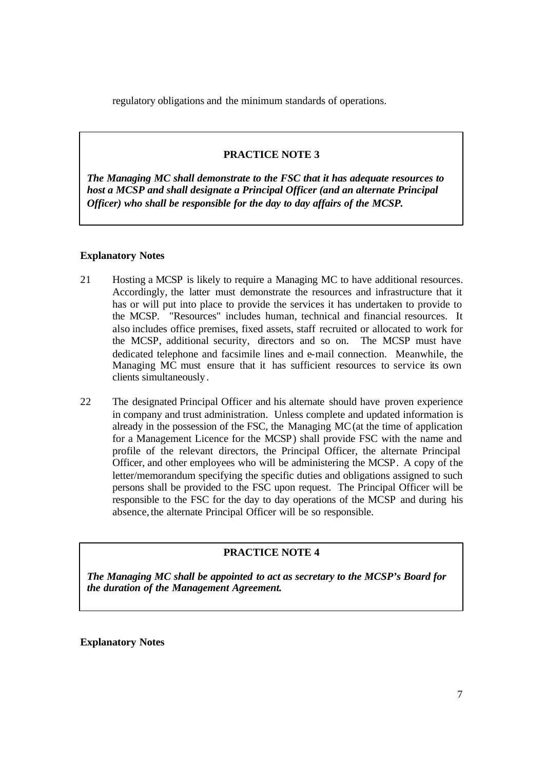regulatory obligations and the minimum standards of operations.

> **PRACTICE NOTE 3**
>
> ***The Managing MC shall demonstrate to the FSC that it has adequate resources to host a MCSP and shall designate a Principal Officer (and an alternate Principal Officer) who shall be responsible for the day to day affairs of the MCSP.***

**Explanatory Notes**

21 Hosting a MCSP is likely to require a Managing MC to have additional resources. Accordingly, the latter must demonstrate the resources and infrastructure that it has or will put into place to provide the services it has undertaken to provide to the MCSP. "Resources" includes human, technical and financial resources. It also includes office premises, fixed assets, staff recruited or allocated to work for the MCSP, additional security, directors and so on. The MCSP must have dedicated telephone and facsimile lines and e-mail connection. Meanwhile, the Managing MC must ensure that it has sufficient resources to service its own clients simultaneously.

22 The designated Principal Officer and his alternate should have proven experience in company and trust administration. Unless complete and updated information is already in the possession of the FSC, the Managing MC (at the time of application for a Management Licence for the MCSP) shall provide FSC with the name and profile of the relevant directors, the Principal Officer, the alternate Principal Officer, and other employees who will be administering the MCSP. A copy of the letter/memorandum specifying the specific duties and obligations assigned to such persons shall be provided to the FSC upon request. The Principal Officer will be responsible to the FSC for the day to day operations of the MCSP and during his absence, the alternate Principal Officer will be so responsible.

> **PRACTICE NOTE 4**
>
> ***The Managing MC shall be appointed to act as secretary to the MCSP's Board for the duration of the Management Agreement.***

**Explanatory Notes**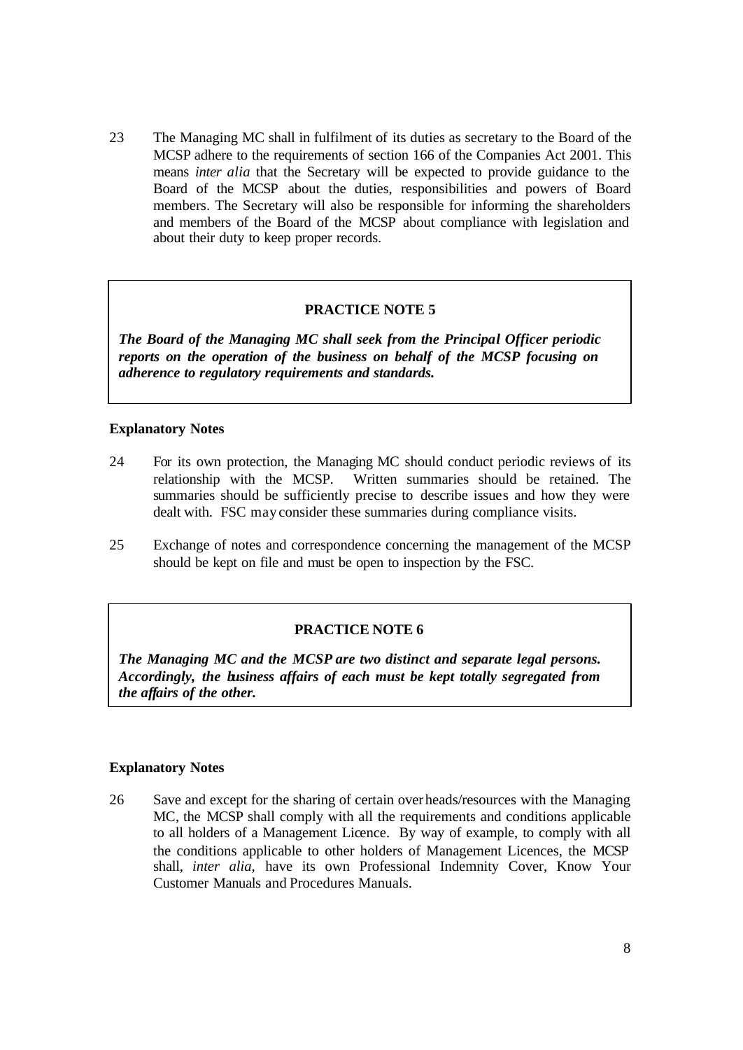23 The Managing MC shall in fulfilment of its duties as secretary to the Board of the MCSP adhere to the requirements of section 166 of the Companies Act 2001. This means *inter alia* that the Secretary will be expected to provide guidance to the Board of the MCSP about the duties, responsibilities and powers of Board members. The Secretary will also be responsible for informing the shareholders and members of the Board of the MCSP about compliance with legislation and about their duty to keep proper records.

**PRACTICE NOTE 5**

***The Board of the Managing MC shall seek from the Principal Officer periodic reports on the operation of the business on behalf of the MCSP focusing on adherence to regulatory requirements and standards.***

**Explanatory Notes**

24 For its own protection, the Managing MC should conduct periodic reviews of its relationship with the MCSP. Written summaries should be retained. The summaries should be sufficiently precise to describe issues and how they were dealt with. FSC may consider these summaries during compliance visits.

25 Exchange of notes and correspondence concerning the management of the MCSP should be kept on file and must be open to inspection by the FSC.

**PRACTICE NOTE 6**

***The Managing MC and the MCSP are two distinct and separate legal persons. Accordingly, the business affairs of each must be kept totally segregated from the affairs of the other.***

**Explanatory Notes**

26 Save and except for the sharing of certain overheads/resources with the Managing MC, the MCSP shall comply with all the requirements and conditions applicable to all holders of a Management Licence. By way of example, to comply with all the conditions applicable to other holders of Management Licences, the MCSP shall, *inter alia*, have its own Professional Indemnity Cover, Know Your Customer Manuals and Procedures Manuals.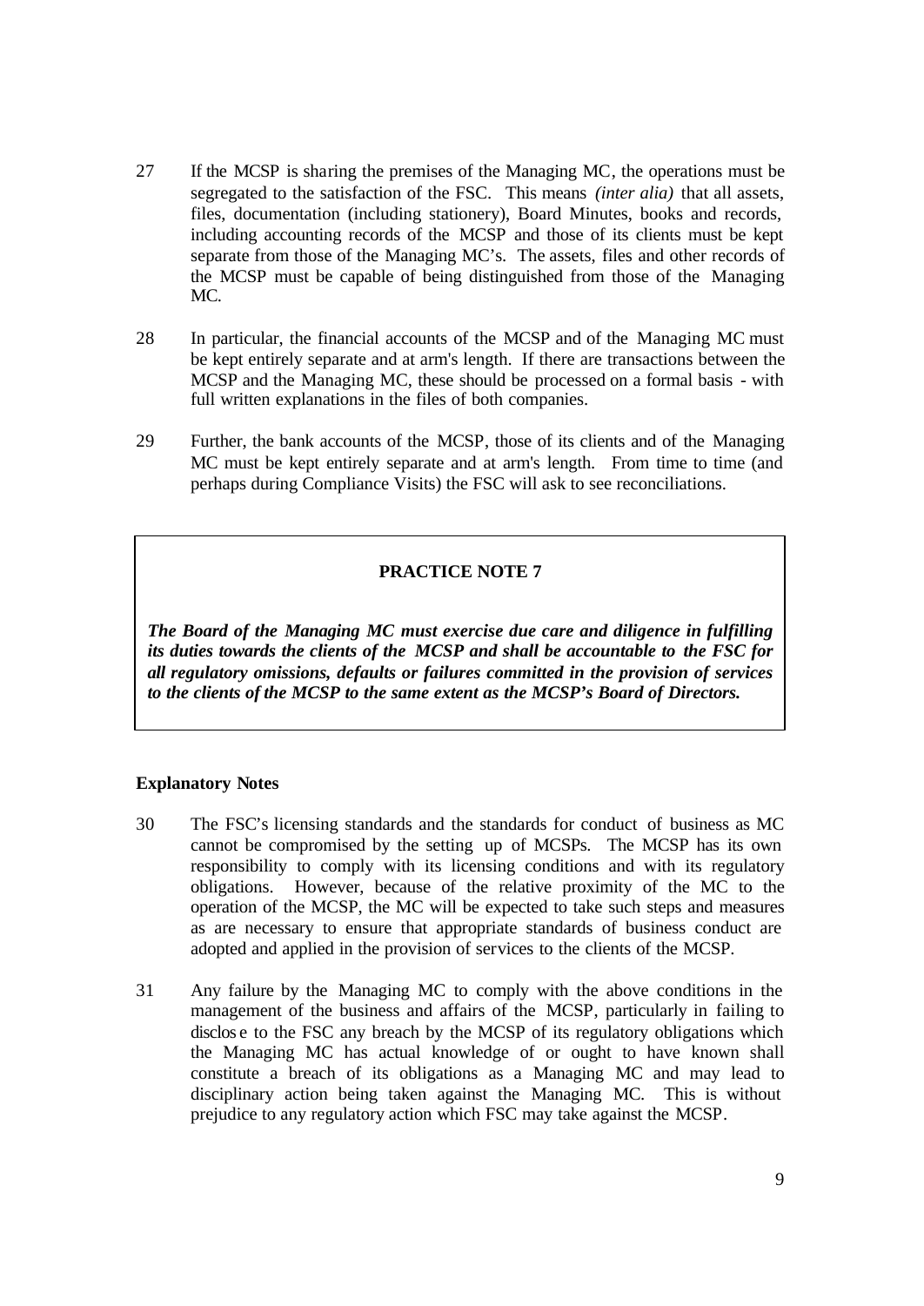27 If the MCSP is sharing the premises of the Managing MC, the operations must be segregated to the satisfaction of the FSC. This means *(inter alia)* that all assets, files, documentation (including stationery), Board Minutes, books and records, including accounting records of the MCSP and those of its clients must be kept separate from those of the Managing MC's. The assets, files and other records of the MCSP must be capable of being distinguished from those of the Managing MC.

28 In particular, the financial accounts of the MCSP and of the Managing MC must be kept entirely separate and at arm's length. If there are transactions between the MCSP and the Managing MC, these should be processed on a formal basis - with full written explanations in the files of both companies.

29 Further, the bank accounts of the MCSP, those of its clients and of the Managing MC must be kept entirely separate and at arm's length. From time to time (and perhaps during Compliance Visits) the FSC will ask to see reconciliations.

**PRACTICE NOTE 7**

***The Board of the Managing MC must exercise due care and diligence in fulfilling its duties towards the clients of the MCSP and shall be accountable to the FSC for all regulatory omissions, defaults or failures committed in the provision of services to the clients of the MCSP to the same extent as the MCSP's Board of Directors.***

**Explanatory Notes**

30 The FSC's licensing standards and the standards for conduct of business as MC cannot be compromised by the setting up of MCSPs. The MCSP has its own responsibility to comply with its licensing conditions and with its regulatory obligations. However, because of the relative proximity of the MC to the operation of the MCSP, the MC will be expected to take such steps and measures as are necessary to ensure that appropriate standards of business conduct are adopted and applied in the provision of services to the clients of the MCSP.

31 Any failure by the Managing MC to comply with the above conditions in the management of the business and affairs of the MCSP, particularly in failing to disclose to the FSC any breach by the MCSP of its regulatory obligations which the Managing MC has actual knowledge of or ought to have known shall constitute a breach of its obligations as a Managing MC and may lead to disciplinary action being taken against the Managing MC. This is without prejudice to any regulatory action which FSC may take against the MCSP.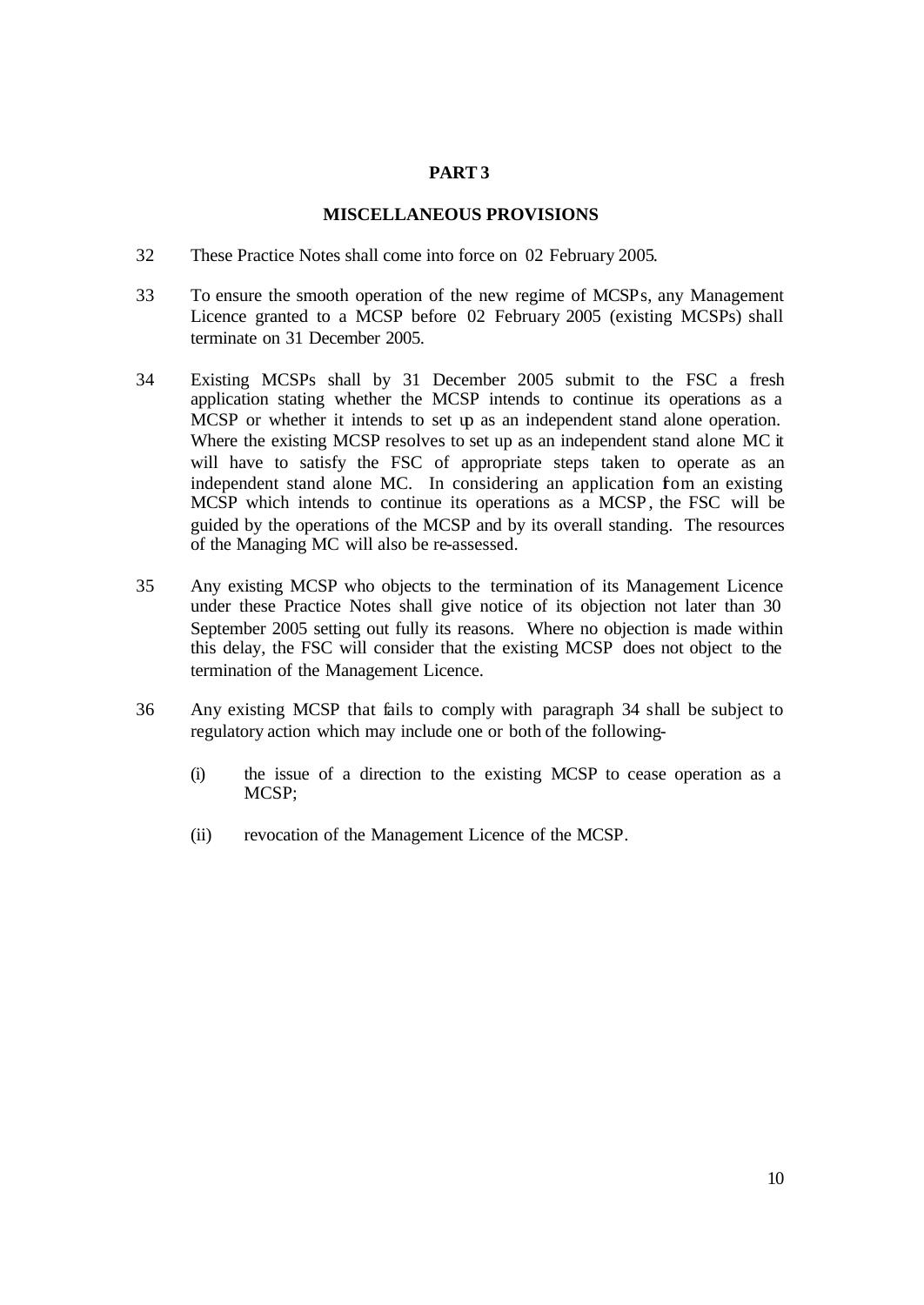## PART 3

### MISCELLANEOUS PROVISIONS

32 These Practice Notes shall come into force on 02 February 2005.

33 To ensure the smooth operation of the new regime of MCSPs, any Management Licence granted to a MCSP before 02 February 2005 (existing MCSPs) shall terminate on 31 December 2005.

34 Existing MCSPs shall by 31 December 2005 submit to the FSC a fresh application stating whether the MCSP intends to continue its operations as a MCSP or whether it intends to set up as an independent stand alone operation. Where the existing MCSP resolves to set up as an independent stand alone MC it will have to satisfy the FSC of appropriate steps taken to operate as an independent stand alone MC. In considering an application fom an existing MCSP which intends to continue its operations as a MCSP, the FSC will be guided by the operations of the MCSP and by its overall standing. The resources of the Managing MC will also be re-assessed.

35 Any existing MCSP who objects to the termination of its Management Licence under these Practice Notes shall give notice of its objection not later than 30 September 2005 setting out fully its reasons. Where no objection is made within this delay, the FSC will consider that the existing MCSP does not object to the termination of the Management Licence.

36 Any existing MCSP that fails to comply with paragraph 34 shall be subject to regulatory action which may include one or both of the following-

(i) the issue of a direction to the existing MCSP to cease operation as a MCSP;

(ii) revocation of the Management Licence of the MCSP.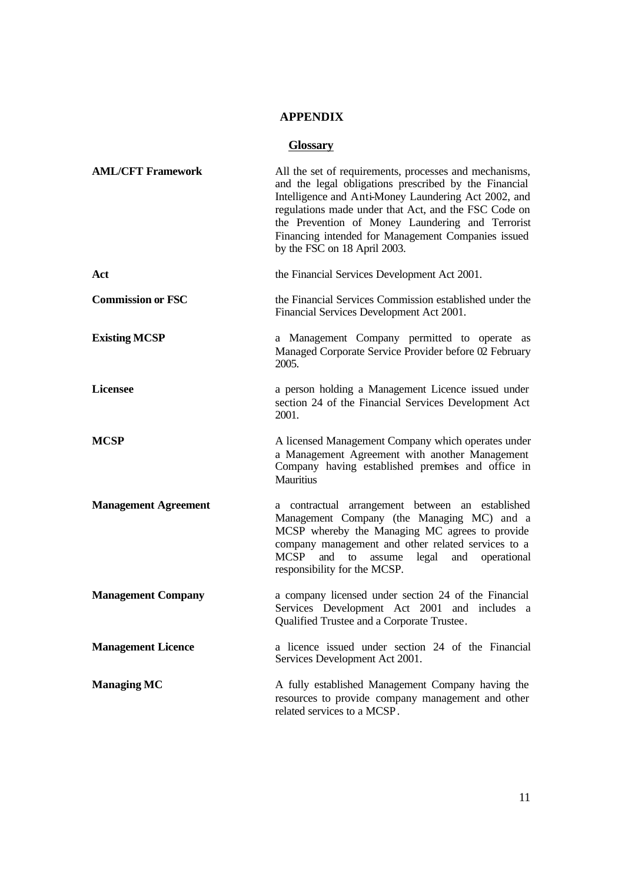# APPENDIX

## Glossary

| | |
|---|---|
| **AML/CFT Framework** | All the set of requirements, processes and mechanisms, and the legal obligations prescribed by the Financial Intelligence and Anti-Money Laundering Act 2002, and regulations made under that Act, and the FSC Code on the Prevention of Money Laundering and Terrorist Financing intended for Management Companies issued by the FSC on 18 April 2003. |
| **Act** | the Financial Services Development Act 2001. |
| **Commission or FSC** | the Financial Services Commission established under the Financial Services Development Act 2001. |
| **Existing MCSP** | a Management Company permitted to operate as Managed Corporate Service Provider before 02 February 2005. |
| **Licensee** | a person holding a Management Licence issued under section 24 of the Financial Services Development Act 2001. |
| **MCSP** | A licensed Management Company which operates under a Management Agreement with another Management Company having established premises and office in Mauritius |
| **Management Agreement** | a contractual arrangement between an established Management Company (the Managing MC) and a MCSP whereby the Managing MC agrees to provide company management and other related services to a MCSP and to assume legal and operational responsibility for the MCSP. |
| **Management Company** | a company licensed under section 24 of the Financial Services Development Act 2001 and includes a Qualified Trustee and a Corporate Trustee. |
| **Management Licence** | a licence issued under section 24 of the Financial Services Development Act 2001. |
| **Managing MC** | A fully established Management Company having the resources to provide company management and other related services to a MCSP. |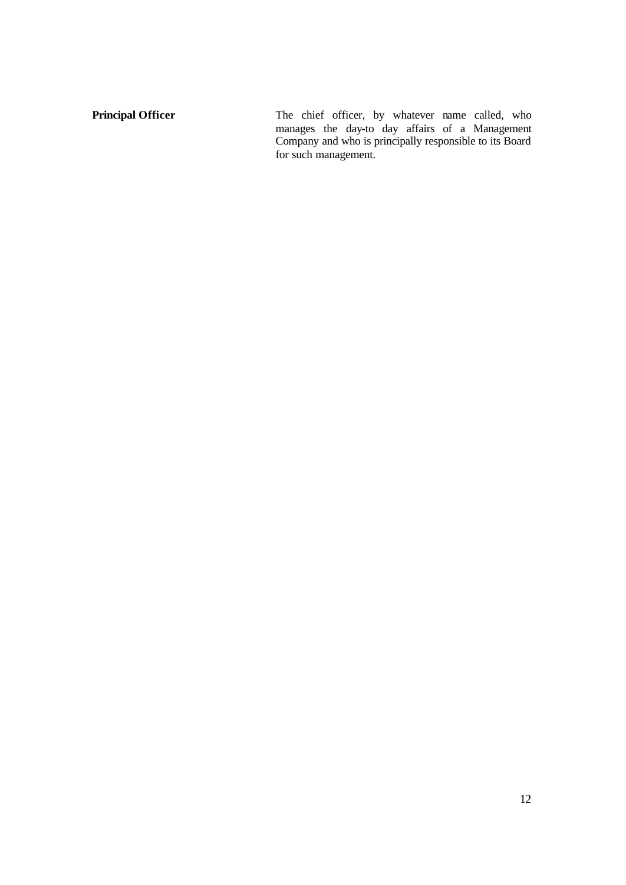| | |
|---|---|
| **Principal Officer** | The chief officer, by whatever name called, who manages the day-to day affairs of a Management Company and who is principally responsible to its Board for such management. |